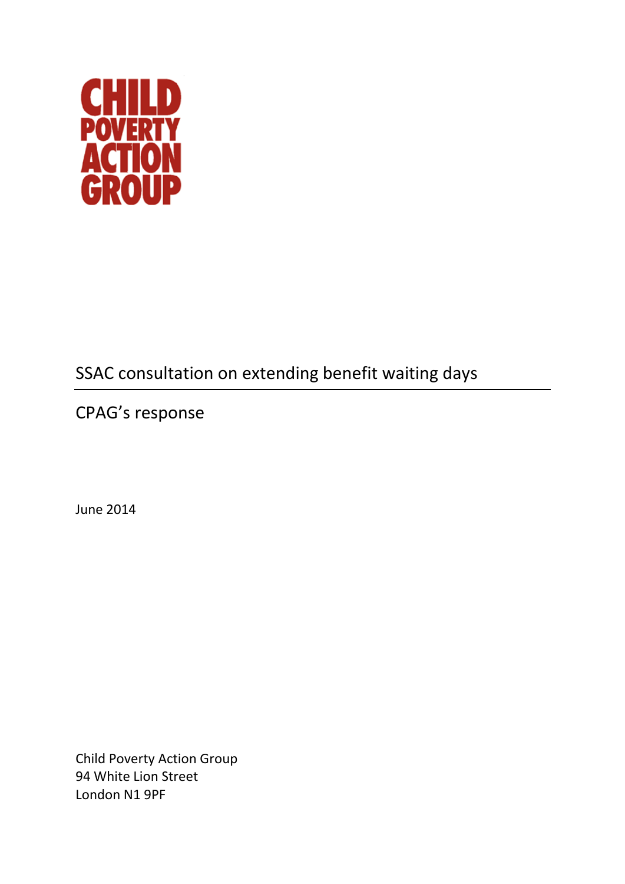CHILD
POVERTY
ACTION
GROUP

# SSAC consultation on extending benefit waiting days

## CPAG's response

June 2014

Child Poverty Action Group
94 White Lion Street
London N1 9PF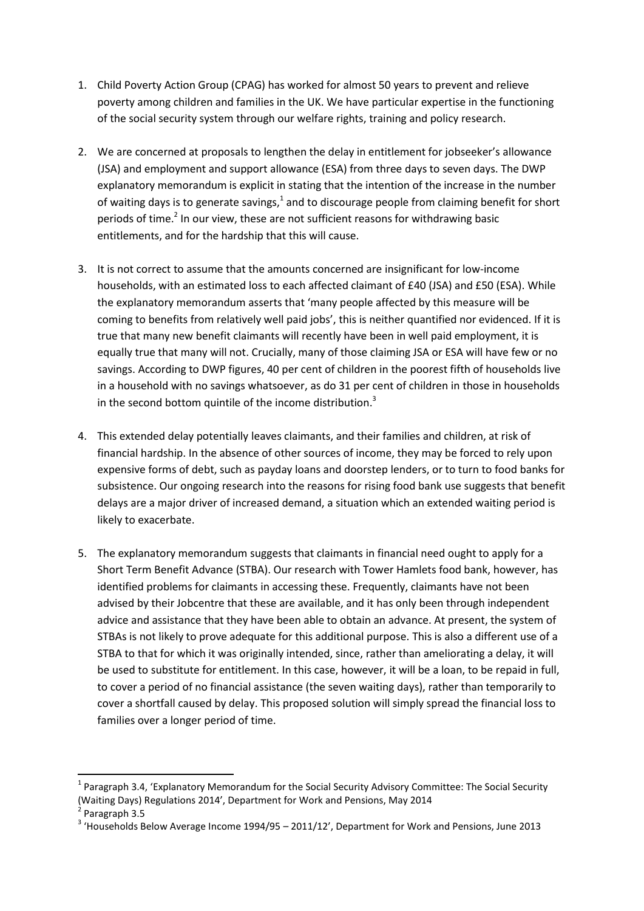1. Child Poverty Action Group (CPAG) has worked for almost 50 years to prevent and relieve poverty among children and families in the UK. We have particular expertise in the functioning of the social security system through our welfare rights, training and policy research.

2. We are concerned at proposals to lengthen the delay in entitlement for jobseeker's allowance (JSA) and employment and support allowance (ESA) from three days to seven days. The DWP explanatory memorandum is explicit in stating that the intention of the increase in the number of waiting days is to generate savings,[1] and to discourage people from claiming benefit for short periods of time.[2] In our view, these are not sufficient reasons for withdrawing basic entitlements, and for the hardship that this will cause.

3. It is not correct to assume that the amounts concerned are insignificant for low-income households, with an estimated loss to each affected claimant of £40 (JSA) and £50 (ESA). While the explanatory memorandum asserts that 'many people affected by this measure will be coming to benefits from relatively well paid jobs', this is neither quantified nor evidenced. If it is true that many new benefit claimants will recently have been in well paid employment, it is equally true that many will not. Crucially, many of those claiming JSA or ESA will have few or no savings. According to DWP figures, 40 per cent of children in the poorest fifth of households live in a household with no savings whatsoever, as do 31 per cent of children in those in households in the second bottom quintile of the income distribution.[3]

4. This extended delay potentially leaves claimants, and their families and children, at risk of financial hardship. In the absence of other sources of income, they may be forced to rely upon expensive forms of debt, such as payday loans and doorstep lenders, or to turn to food banks for subsistence. Our ongoing research into the reasons for rising food bank use suggests that benefit delays are a major driver of increased demand, a situation which an extended waiting period is likely to exacerbate.

5. The explanatory memorandum suggests that claimants in financial need ought to apply for a Short Term Benefit Advance (STBA). Our research with Tower Hamlets food bank, however, has identified problems for claimants in accessing these. Frequently, claimants have not been advised by their Jobcentre that these are available, and it has only been through independent advice and assistance that they have been able to obtain an advance. At present, the system of STBAs is not likely to prove adequate for this additional purpose. This is also a different use of a STBA to that for which it was originally intended, since, rather than ameliorating a delay, it will be used to substitute for entitlement. In this case, however, it will be a loan, to be repaid in full, to cover a period of no financial assistance (the seven waiting days), rather than temporarily to cover a shortfall caused by delay. This proposed solution will simply spread the financial loss to families over a longer period of time.

---

[1] Paragraph 3.4, 'Explanatory Memorandum for the Social Security Advisory Committee: The Social Security (Waiting Days) Regulations 2014', Department for Work and Pensions, May 2014

[2] Paragraph 3.5

[3] 'Households Below Average Income 1994/95 – 2011/12', Department for Work and Pensions, June 2013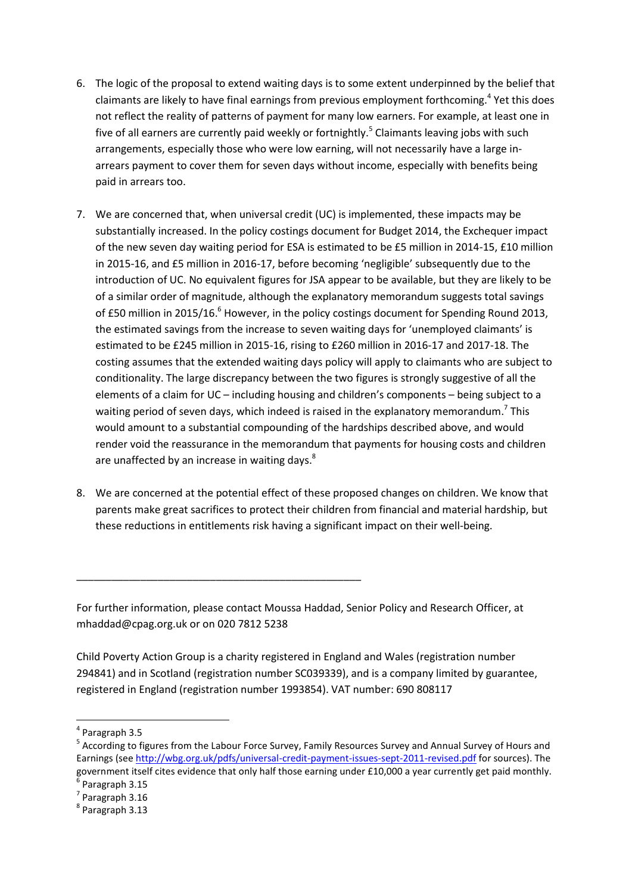6. The logic of the proposal to extend waiting days is to some extent underpinned by the belief that claimants are likely to have final earnings from previous employment forthcoming.[4] Yet this does not reflect the reality of patterns of payment for many low earners. For example, at least one in five of all earners are currently paid weekly or fortnightly.[5] Claimants leaving jobs with such arrangements, especially those who were low earning, will not necessarily have a large in-arrears payment to cover them for seven days without income, especially with benefits being paid in arrears too.

7. We are concerned that, when universal credit (UC) is implemented, these impacts may be substantially increased. In the policy costings document for Budget 2014, the Exchequer impact of the new seven day waiting period for ESA is estimated to be £5 million in 2014-15, £10 million in 2015-16, and £5 million in 2016-17, before becoming 'negligible' subsequently due to the introduction of UC. No equivalent figures for JSA appear to be available, but they are likely to be of a similar order of magnitude, although the explanatory memorandum suggests total savings of £50 million in 2015/16.[6] However, in the policy costings document for Spending Round 2013, the estimated savings from the increase to seven waiting days for 'unemployed claimants' is estimated to be £245 million in 2015-16, rising to £260 million in 2016-17 and 2017-18. The costing assumes that the extended waiting days policy will apply to claimants who are subject to conditionality. The large discrepancy between the two figures is strongly suggestive of all the elements of a claim for UC – including housing and children's components – being subject to a waiting period of seven days, which indeed is raised in the explanatory memorandum.[7] This would amount to a substantial compounding of the hardships described above, and would render void the reassurance in the memorandum that payments for housing costs and children are unaffected by an increase in waiting days.[8]

8. We are concerned at the potential effect of these proposed changes on children. We know that parents make great sacrifices to protect their children from financial and material hardship, but these reductions in entitlements risk having a significant impact on their well-being.

---

For further information, please contact Moussa Haddad, Senior Policy and Research Officer, at mhaddad@cpag.org.uk or on 020 7812 5238

Child Poverty Action Group is a charity registered in England and Wales (registration number 294841) and in Scotland (registration number SC039339), and is a company limited by guarantee, registered in England (registration number 1993854). VAT number: 690 808117

[4] Paragraph 3.5

[5] According to figures from the Labour Force Survey, Family Resources Survey and Annual Survey of Hours and Earnings (see http://wbg.org.uk/pdfs/universal-credit-payment-issues-sept-2011-revised.pdf for sources). The government itself cites evidence that only half those earning under £10,000 a year currently get paid monthly.

[6] Paragraph 3.15

[7] Paragraph 3.16

[8] Paragraph 3.13